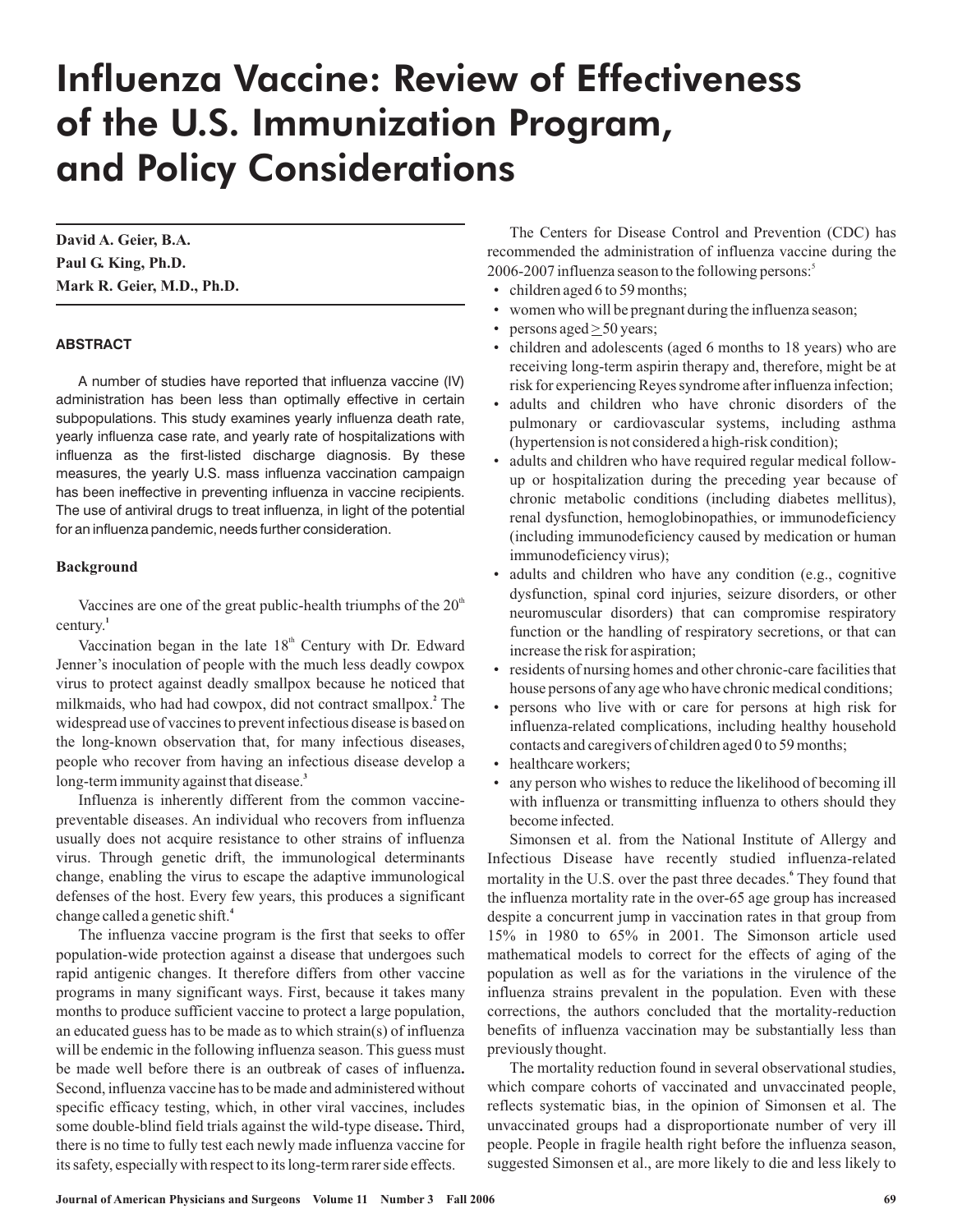# Influenza Vaccine: Review of Effectiveness of the U.S. Immunization Program, and Policy Considerations

**David A. Geier, B.A.**
**Paul G. King, Ph.D.**
**Mark R. Geier, M.D., Ph.D.**

## ABSTRACT

A number of studies have reported that influenza vaccine (IV) administration has been less than optimally effective in certain subpopulations. This study examines yearly influenza death rate, yearly influenza case rate, and yearly rate of hospitalizations with influenza as the first-listed discharge diagnosis. By these measures, the yearly U.S. mass influenza vaccination campaign has been ineffective in preventing influenza in vaccine recipients. The use of antiviral drugs to treat influenza, in light of the potential for an influenza pandemic, needs further consideration.

## Background

Vaccines are one of the great public-health triumphs of the 20th century.[1]

Vaccination began in the late 18th Century with Dr. Edward Jenner's inoculation of people with the much less deadly cowpox virus to protect against deadly smallpox because he noticed that milkmaids, who had had cowpox, did not contract smallpox.[2] The widespread use of vaccines to prevent infectious disease is based on the long-known observation that, for many infectious diseases, people who recover from having an infectious disease develop a long-term immunity against that disease.[3]

Influenza is inherently different from the common vaccine-preventable diseases. An individual who recovers from influenza usually does not acquire resistance to other strains of influenza virus. Through genetic drift, the immunological determinants change, enabling the virus to escape the adaptive immunological defenses of the host. Every few years, this produces a significant change called a genetic shift.[4]

The influenza vaccine program is the first that seeks to offer population-wide protection against a disease that undergoes such rapid antigenic changes. It therefore differs from other vaccine programs in many significant ways. First, because it takes many months to produce sufficient vaccine to protect a large population, an educated guess has to be made as to which strain(s) of influenza will be endemic in the following influenza season. This guess must be made well before there is an outbreak of cases of influenza**.** Second, influenza vaccine has to be made and administered without specific efficacy testing, which, in other viral vaccines, includes some double-blind field trials against the wild-type disease**.** Third, there is no time to fully test each newly made influenza vaccine for its safety, especially with respect to its long-term rarer side effects.

The Centers for Disease Control and Prevention (CDC) has recommended the administration of influenza vaccine during the 2006-2007 influenza season to the following persons:[5]

- children aged 6 to 59 months;
- women who will be pregnant during the influenza season;
- persons aged ≥50 years;
- children and adolescents (aged 6 months to 18 years) who are receiving long-term aspirin therapy and, therefore, might be at risk for experiencing Reyes syndrome after influenza infection;
- adults and children who have chronic disorders of the pulmonary or cardiovascular systems, including asthma (hypertension is not considered a high-risk condition);
- adults and children who have required regular medical follow-up or hospitalization during the preceding year because of chronic metabolic conditions (including diabetes mellitus), renal dysfunction, hemoglobinopathies, or immunodeficiency (including immunodeficiency caused by medication or human immunodeficiency virus);
- adults and children who have any condition (e.g., cognitive dysfunction, spinal cord injuries, seizure disorders, or other neuromuscular disorders) that can compromise respiratory function or the handling of respiratory secretions, or that can increase the risk for aspiration;
- residents of nursing homes and other chronic-care facilities that house persons of any age who have chronic medical conditions;
- persons who live with or care for persons at high risk for influenza-related complications, including healthy household contacts and caregivers of children aged 0 to 59 months;
- healthcare workers;
- any person who wishes to reduce the likelihood of becoming ill with influenza or transmitting influenza to others should they become infected.

Simonsen et al. from the National Institute of Allergy and Infectious Disease have recently studied influenza-related mortality in the U.S. over the past three decades.[6] They found that the influenza mortality rate in the over-65 age group has increased despite a concurrent jump in vaccination rates in that group from 15% in 1980 to 65% in 2001. The Simonson article used mathematical models to correct for the effects of aging of the population as well as for the variations in the virulence of the influenza strains prevalent in the population. Even with these corrections, the authors concluded that the mortality-reduction benefits of influenza vaccination may be substantially less than previously thought.

The mortality reduction found in several observational studies, which compare cohorts of vaccinated and unvaccinated people, reflects systematic bias, in the opinion of Simonsen et al. The unvaccinated groups had a disproportionate number of very ill people. People in fragile health right before the influenza season, suggested Simonsen et al., are more likely to die and less likely to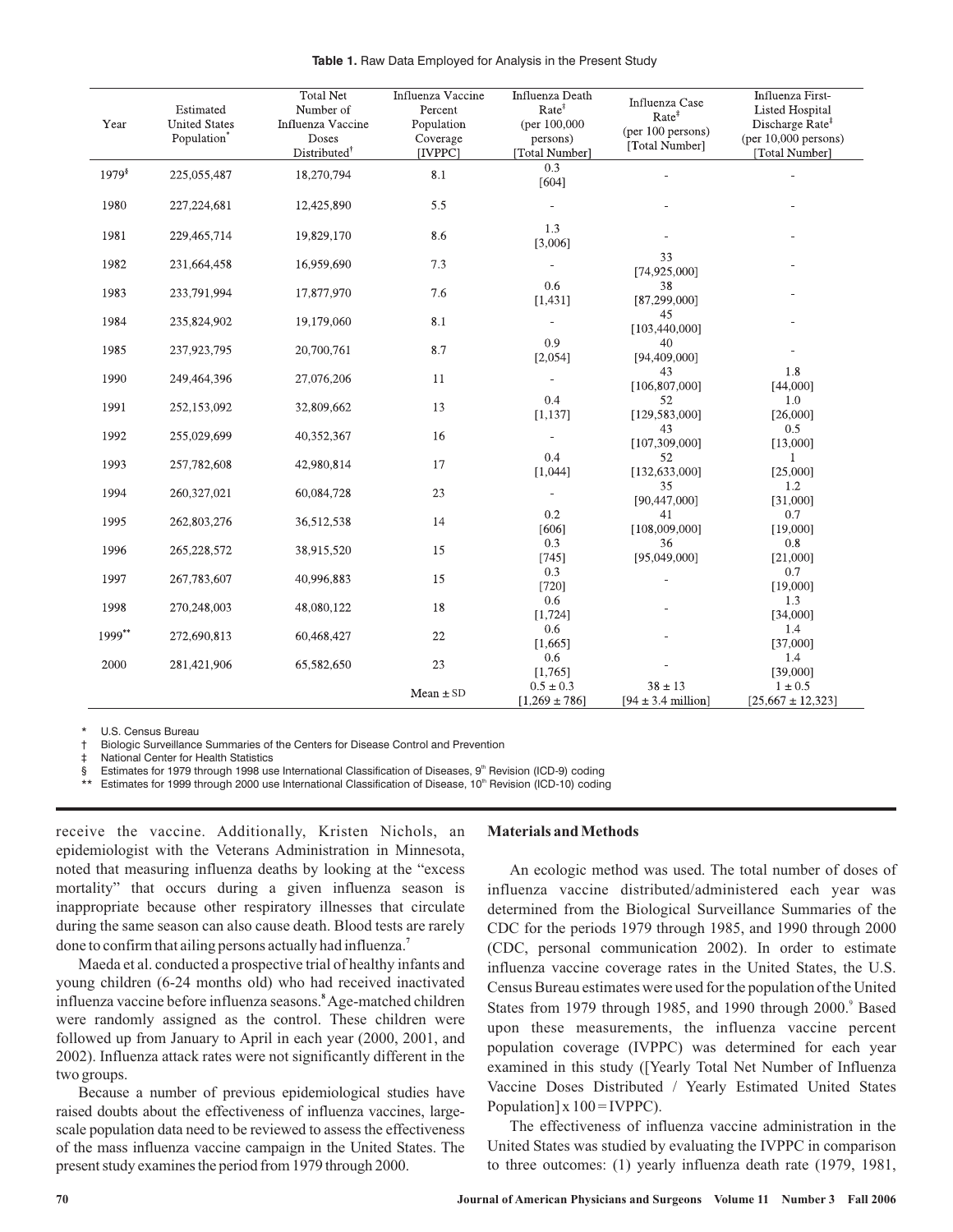**Table 1.** Raw Data Employed for Analysis in the Present Study

| Year | Estimated United States Population* | Total Net Number of Influenza Vaccine Doses Distributed† | Influenza Vaccine Percent Population Coverage [IVPPC] | Influenza Death Rate‡ (per 100,000 persons) [Total Number] | Influenza Case Rate‡ (per 100 persons) [Total Number] | Influenza First-Listed Hospital Discharge Rate‡ (per 10,000 persons) [Total Number] |
|---|---|---|---|---|---|---|
| 1979§ | 225,055,487 | 18,270,794 | 8.1 | 0.3 [604] | - | - |
| 1980 | 227,224,681 | 12,425,890 | 5.5 | - | - | - |
| 1981 | 229,465,714 | 19,829,170 | 8.6 | 1.3 [3,006] | - | - |
| 1982 | 231,664,458 | 16,959,690 | 7.3 | - | 33 [74,925,000] | - |
| 1983 | 233,791,994 | 17,877,970 | 7.6 | 0.6 [1,431] | 38 [87,299,000] | - |
| 1984 | 235,824,902 | 19,179,060 | 8.1 | - | 45 [103,440,000] | - |
| 1985 | 237,923,795 | 20,700,761 | 8.7 | 0.9 [2,054] | 40 [94,409,000] | - |
| 1990 | 249,464,396 | 27,076,206 | 11 | - | 43 [106,807,000] | 1.8 [44,000] |
| 1991 | 252,153,092 | 32,809,662 | 13 | 0.4 [1,137] | 52 [129,583,000] | 1.0 [26,000] |
| 1992 | 255,029,699 | 40,352,367 | 16 | - | 43 [107,309,000] | 0.5 [13,000] |
| 1993 | 257,782,608 | 42,980,814 | 17 | 0.4 [1,044] | 52 [132,633,000] | 1 [25,000] |
| 1994 | 260,327,021 | 60,084,728 | 23 | - | 35 [90,447,000] | 1.2 [31,000] |
| 1995 | 262,803,276 | 36,512,538 | 14 | 0.2 [606] | 41 [108,009,000] | 0.7 [19,000] |
| 1996 | 265,228,572 | 38,915,520 | 15 | 0.3 [745] | 36 [95,049,000] | 0.8 [21,000] |
| 1997 | 267,783,607 | 40,996,883 | 15 | 0.3 [720] | - | 0.7 [19,000] |
| 1998 | 270,248,003 | 48,080,122 | 18 | 0.6 [1,724] | - | 1.3 [34,000] |
| 1999** | 272,690,813 | 60,468,427 | 22 | 0.6 [1,665] | - | 1.4 [37,000] |
| 2000 | 281,421,906 | 65,582,650 | 23 | 0.6 [1,765] | - | 1.4 [39,000] |
| | | | Mean ± SD | 0.5 ± 0.3 [1,269 ± 786] | 38 ± 13 [94 ± 3.4 million] | 1 ± 0.5 [25,667 ± 12,323] |

\* U.S. Census Bureau
† Biologic Surveillance Summaries of the Centers for Disease Control and Prevention
‡ National Center for Health Statistics
§ Estimates for 1979 through 1998 use International Classification of Diseases, 9th Revision (ICD-9) coding
** Estimates for 1999 through 2000 use International Classification of Disease, 10th Revision (ICD-10) coding

receive the vaccine. Additionally, Kristen Nichols, an epidemiologist with the Veterans Administration in Minnesota, noted that measuring influenza deaths by looking at the "excess mortality" that occurs during a given influenza season is inappropriate because other respiratory illnesses that circulate during the same season can also cause death. Blood tests are rarely done to confirm that ailing persons actually had influenza.[7]

Maeda et al. conducted a prospective trial of healthy infants and young children (6-24 months old) who had received inactivated influenza vaccine before influenza seasons.[8] Age-matched children were randomly assigned as the control. These children were followed up from January to April in each year (2000, 2001, and 2002). Influenza attack rates were not significantly different in the two groups.

Because a number of previous epidemiological studies have raised doubts about the effectiveness of influenza vaccines, large-scale population data need to be reviewed to assess the effectiveness of the mass influenza vaccine campaign in the United States. The present study examines the period from 1979 through 2000.

## Materials and Methods

An ecologic method was used. The total number of doses of influenza vaccine distributed/administered each year was determined from the Biological Surveillance Summaries of the CDC for the periods 1979 through 1985, and 1990 through 2000 (CDC, personal communication 2002). In order to estimate influenza vaccine coverage rates in the United States, the U.S. Census Bureau estimates were used for the population of the United States from 1979 through 1985, and 1990 through 2000.[9] Based upon these measurements, the influenza vaccine percent population coverage (IVPPC) was determined for each year examined in this study ([Yearly Total Net Number of Influenza Vaccine Doses Distributed / Yearly Estimated United States Population] x 100 = IVPPC).

The effectiveness of influenza vaccine administration in the United States was studied by evaluating the IVPPC in comparison to three outcomes: (1) yearly influenza death rate (1979, 1981,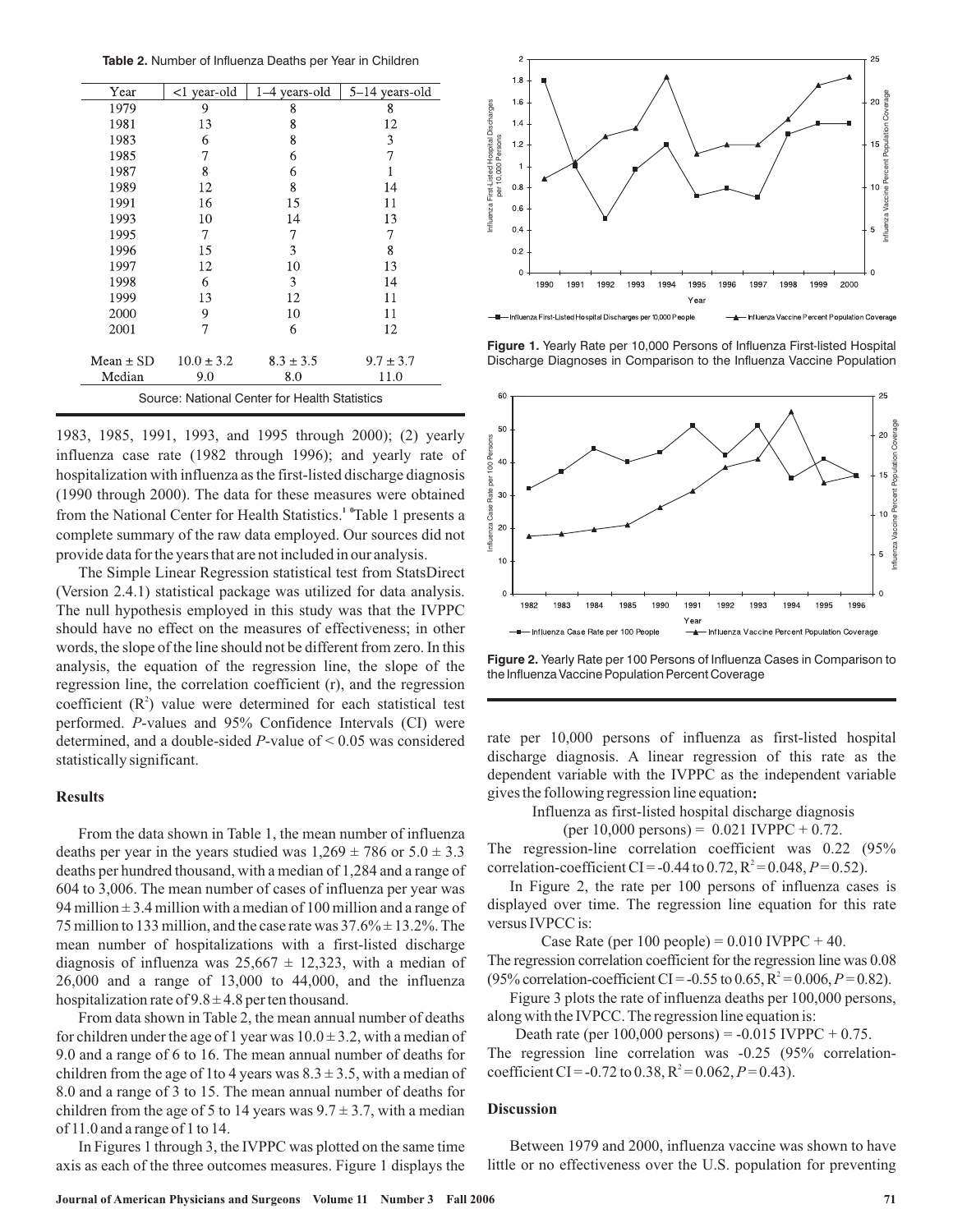**Table 2.** Number of Influenza Deaths per Year in Children

| Year | <1 year-old | 1–4 years-old | 5–14 years-old |
|---|---|---|---|
| 1979 | 9 | 8 | 8 |
| 1981 | 13 | 8 | 12 |
| 1983 | 6 | 8 | 3 |
| 1985 | 7 | 6 | 7 |
| 1987 | 8 | 6 | 1 |
| 1989 | 12 | 8 | 14 |
| 1991 | 16 | 15 | 11 |
| 1993 | 10 | 14 | 13 |
| 1995 | 7 | 7 | 7 |
| 1996 | 15 | 3 | 8 |
| 1997 | 12 | 10 | 13 |
| 1998 | 6 | 3 | 14 |
| 1999 | 13 | 12 | 11 |
| 2000 | 9 | 10 | 11 |
| 2001 | 7 | 6 | 12 |
| Mean ± SD | 10.0 ± 3.2 | 8.3 ± 3.5 | 9.7 ± 3.7 |
| Median | 9.0 | 8.0 | 11.0 |

Source: National Center for Health Statistics

1983, 1985, 1991, 1993, and 1995 through 2000); (2) yearly influenza case rate (1982 through 1996); and yearly rate of hospitalization with influenza as the first-listed discharge diagnosis (1990 through 2000). The data for these measures were obtained from the National Center for Health Statistics.[10] Table 1 presents a complete summary of the raw data employed. Our sources did not provide data for the years that are not included in our analysis.

The Simple Linear Regression statistical test from StatsDirect (Version 2.4.1) statistical package was utilized for data analysis. The null hypothesis employed in this study was that the IVPPC should have no effect on the measures of effectiveness; in other words, the slope of the line should not be different from zero. In this analysis, the equation of the regression line, the slope of the regression line, the correlation coefficient (r), and the regression coefficient ($R^2$) value were determined for each statistical test performed. *P*-values and 95% Confidence Intervals (CI) were determined, and a double-sided *P*-value of < 0.05 was considered statistically significant.

### Results

From the data shown in Table 1, the mean number of influenza deaths per year in the years studied was 1,269 ± 786 or 5.0 ± 3.3 deaths per hundred thousand, with a median of 1,284 and a range of 604 to 3,006. The mean number of cases of influenza per year was 94 million ± 3.4 million with a median of 100 million and a range of 75 million to 133 million, and the case rate was 37.6% ± 13.2%. The mean number of hospitalizations with a first-listed discharge diagnosis of influenza was 25,667 ± 12,323, with a median of 26,000 and a range of 13,000 to 44,000, and the influenza hospitalization rate of 9.8 ± 4.8 per ten thousand.

From data shown in Table 2, the mean annual number of deaths for children under the age of 1 year was 10.0 ± 3.2, with a median of 9.0 and a range of 6 to 16. The mean annual number of deaths for children from the age of 1to 4 years was 8.3 ± 3.5, with a median of 8.0 and a range of 3 to 15. The mean annual number of deaths for children from the age of 5 to 14 years was 9.7 ± 3.7, with a median of 11.0 and a range of 1 to 14.

In Figures 1 through 3, the IVPPC was plotted on the same time axis as each of the three outcomes measures. Figure 1 displays the rate per 10,000 persons of influenza as first-listed hospital discharge diagnosis. A linear regression of this rate as the dependent variable with the IVPPC as the independent variable gives the following regression line equation:

Influenza as first-listed hospital discharge diagnosis (per 10,000 persons) = 0.021 IVPPC + 0.72.

The regression-line correlation coefficient was 0.22 (95% correlation-coefficient CI = -0.44 to 0.72, $R^2 = 0.048$, $P = 0.52$).

In Figure 2, the rate per 100 persons of influenza cases is displayed over time. The regression line equation for this rate versus IVPCC is:

Case Rate (per 100 people) = 0.010 IVPPC + 40.

The regression correlation coefficient for the regression line was 0.08 (95% correlation-coefficient CI = -0.55 to 0.65, $R^2 = 0.006$, $P = 0.82$).

Figure 3 plots the rate of influenza deaths per 100,000 persons, along with the IVPCC. The regression line equation is:

Death rate (per 100,000 persons) = -0.015 IVPPC + 0.75.

The regression line correlation was -0.25 (95% correlation-coefficient CI = -0.72 to 0.38, $R^2 = 0.062$, $P = 0.43$).

**Figure 1.** Yearly Rate per 10,000 Persons of Influenza First-listed Hospital Discharge Diagnoses in Comparison to the Influenza Vaccine Population

**Figure 2.** Yearly Rate per 100 Persons of Influenza Cases in Comparison to the Influenza Vaccine Population Percent Coverage

### Discussion

Between 1979 and 2000, influenza vaccine was shown to have little or no effectiveness over the U.S. population for preventing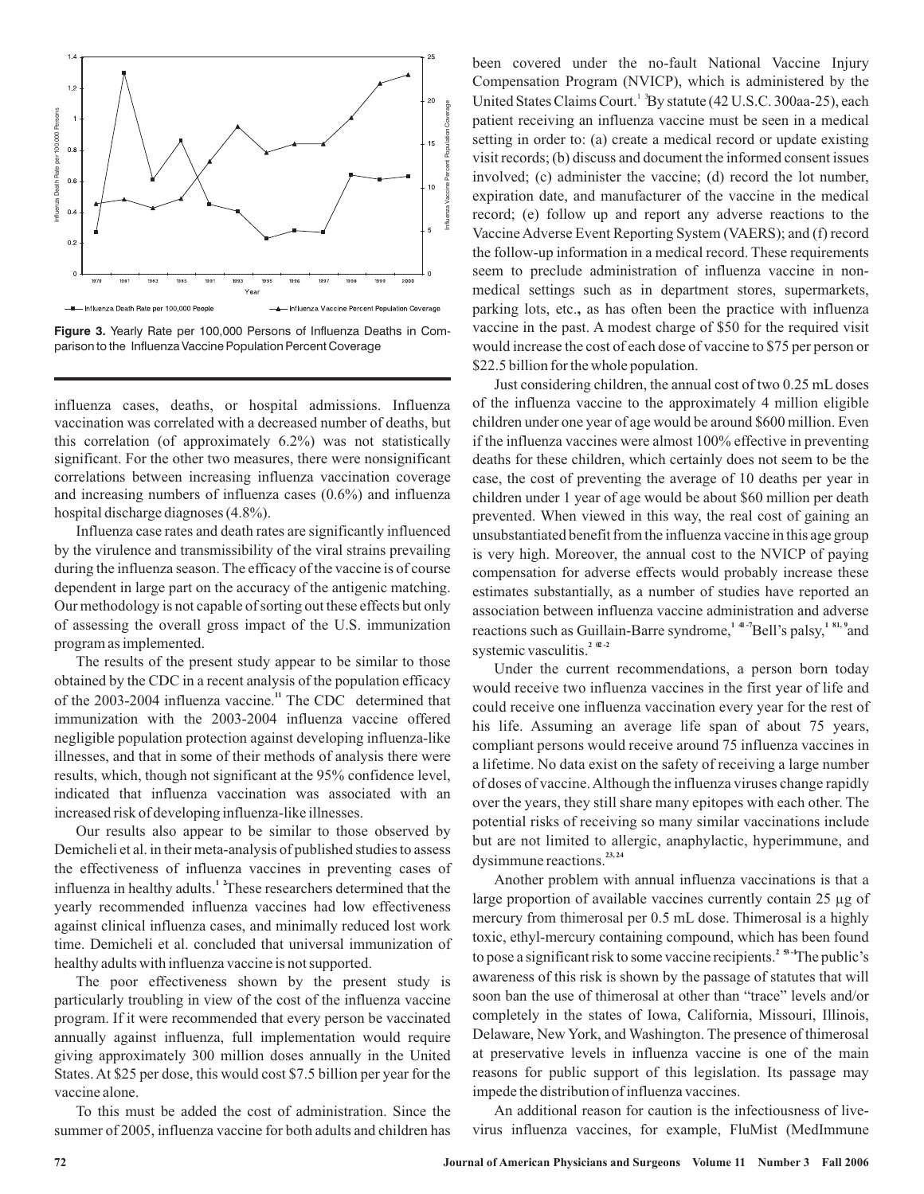Figure 3. Yearly Rate per 100,000 Persons of Influenza Deaths in Comparison to the Influenza Vaccine Population Percent Coverage

influenza cases, deaths, or hospital admissions. Influenza vaccination was correlated with a decreased number of deaths, but this correlation (of approximately 6.2%) was not statistically significant. For the other two measures, there were nonsignificant correlations between increasing influenza vaccination coverage and increasing numbers of influenza cases (0.6%) and influenza hospital discharge diagnoses (4.8%).

Influenza case rates and death rates are significantly influenced by the virulence and transmissibility of the viral strains prevailing during the influenza season. The efficacy of the vaccine is of course dependent in large part on the accuracy of the antigenic matching. Our methodology is not capable of sorting out these effects but only of assessing the overall gross impact of the U.S. immunization program as implemented.

The results of the present study appear to be similar to those obtained by the CDC in a recent analysis of the population efficacy of the 2003-2004 influenza vaccine.[11] The CDC determined that immunization with the 2003-2004 influenza vaccine offered negligible population protection against developing influenza-like illnesses, and that in some of their methods of analysis there were results, which, though not significant at the 95% confidence level, indicated that influenza vaccination was associated with an increased risk of developing influenza-like illnesses.

Our results also appear to be similar to those observed by Demicheli et al. in their meta-analysis of published studies to assess the effectiveness of influenza vaccines in preventing cases of influenza in healthy adults.[12] These researchers determined that the yearly recommended influenza vaccines had low effectiveness against clinical influenza cases, and minimally reduced lost work time. Demicheli et al. concluded that universal immunization of healthy adults with influenza vaccine is not supported.

The poor effectiveness shown by the present study is particularly troubling in view of the cost of the influenza vaccine program. If it were recommended that every person be vaccinated annually against influenza, full implementation would require giving approximately 300 million doses annually in the United States. At $25 per dose, this would cost $7.5 billion per year for the vaccine alone.

To this must be added the cost of administration. Since the summer of 2005, influenza vaccine for both adults and children has been covered under the no-fault National Vaccine Injury Compensation Program (NVICP), which is administered by the United States Claims Court.[13] By statute (42 U.S.C. 300aa-25), each patient receiving an influenza vaccine must be seen in a medical setting in order to: (a) create a medical record or update existing visit records; (b) discuss and document the informed consent issues involved; (c) administer the vaccine; (d) record the lot number, expiration date, and manufacturer of the vaccine in the medical record; (e) follow up and report any adverse reactions to the Vaccine Adverse Event Reporting System (VAERS); and (f) record the follow-up information in a medical record. These requirements seem to preclude administration of influenza vaccine in non-medical settings such as in department stores, supermarkets, parking lots, etc., as has often been the practice with influenza vaccine in the past. A modest charge of $50 for the required visit would increase the cost of each dose of vaccine to $75 per person or $22.5 billion for the whole population.

Just considering children, the annual cost of two 0.25 mL doses of the influenza vaccine to the approximately 4 million eligible children under one year of age would be around $600 million. Even if the influenza vaccines were almost 100% effective in preventing deaths for these children, which certainly does not seem to be the case, the cost of preventing the average of 10 deaths per year in children under 1 year of age would be about $60 million per death prevented. When viewed in this way, the real cost of gaining an unsubstantiated benefit from the influenza vaccine in this age group is very high. Moreover, the annual cost to the NVICP of paying compensation for adverse effects would probably increase these estimates substantially, as a number of studies have reported an association between influenza vaccine administration and adverse reactions such as Guillain-Barre syndrome,[14-17] Bell's palsy,[18,19] and systemic vasculitis.[20-22]

Under the current recommendations, a person born today would receive two influenza vaccines in the first year of life and could receive one influenza vaccination every year for the rest of his life. Assuming an average life span of about 75 years, compliant persons would receive around 75 influenza vaccines in a lifetime. No data exist on the safety of receiving a large number of doses of vaccine. Although the influenza viruses change rapidly over the years, they still share many epitopes with each other. The potential risks of receiving so many similar vaccinations include but are not limited to allergic, anaphylactic, hyperimmune, and dysimmune reactions.[23,24]

Another problem with annual influenza vaccinations is that a large proportion of available vaccines currently contain 25 µg of mercury from thimerosal per 0.5 mL dose. Thimerosal is a highly toxic, ethyl-mercury containing compound, which has been found to pose a significant risk to some vaccine recipients.[25-31] The public's awareness of this risk is shown by the passage of statutes that will soon ban the use of thimerosal at other than "trace" levels and/or completely in the states of Iowa, California, Missouri, Illinois, Delaware, New York, and Washington. The presence of thimerosal at preservative levels in influenza vaccine is one of the main reasons for public support of this legislation. Its passage may impede the distribution of influenza vaccines.

An additional reason for caution is the infectiousness of live-virus influenza vaccines, for example, FluMist (MedImmune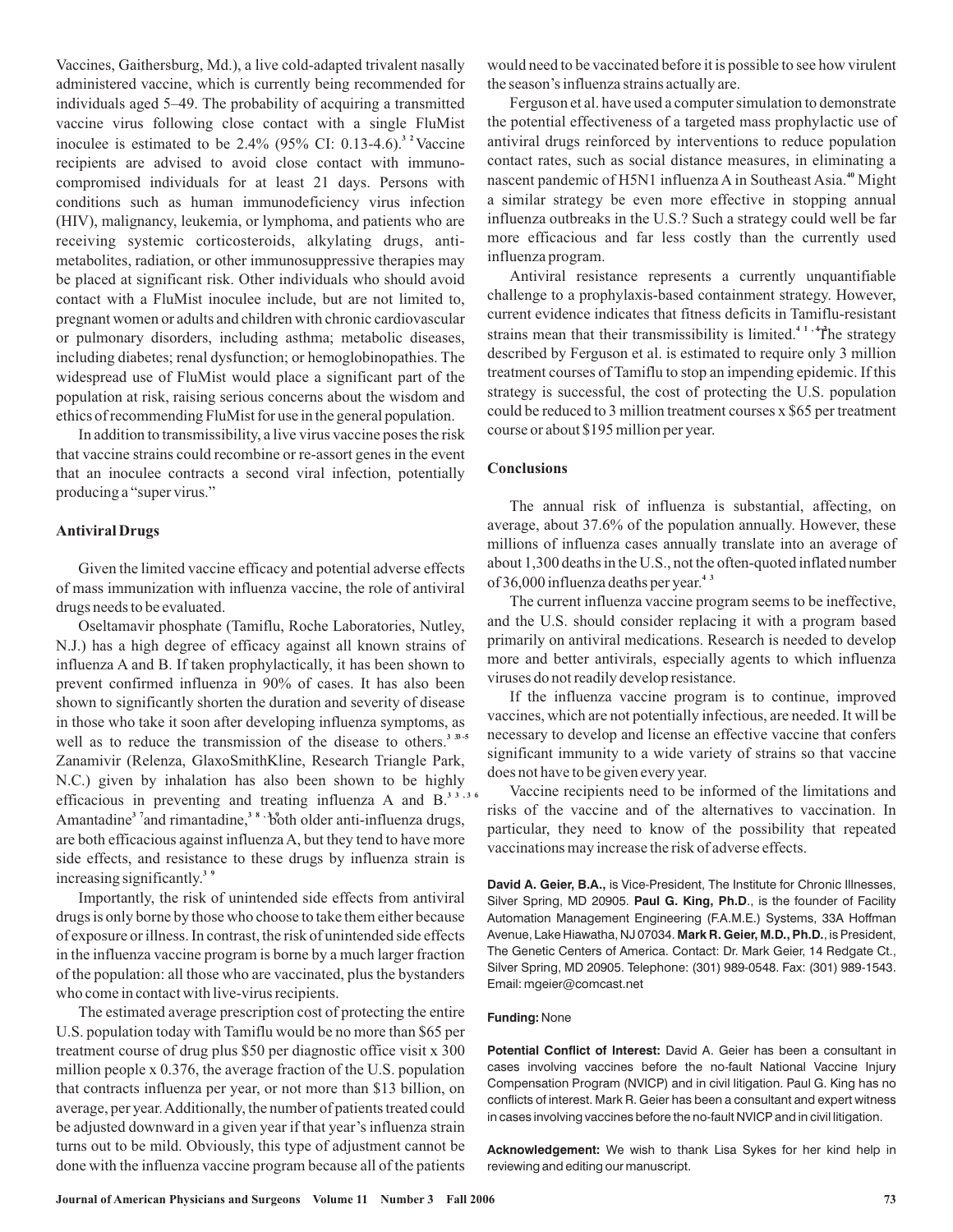Vaccines, Gaithersburg, Md.), a live cold-adapted trivalent nasally administered vaccine, which is currently being recommended for individuals aged 5–49. The probability of acquiring a transmitted vaccine virus following close contact with a single FluMist inoculee is estimated to be 2.4% (95% CI: 0.13-4.6).[32] Vaccine recipients are advised to avoid close contact with immunocompromised individuals for at least 21 days. Persons with conditions such as human immunodeficiency virus infection (HIV), malignancy, leukemia, or lymphoma, and patients who are receiving systemic corticosteroids, alkylating drugs, antimetabolites, radiation, or other immunosuppressive therapies may be placed at significant risk. Other individuals who should avoid contact with a FluMist inoculee include, but are not limited to, pregnant women or adults and children with chronic cardiovascular or pulmonary disorders, including asthma; metabolic diseases, including diabetes; renal dysfunction; or hemoglobinopathies. The widespread use of FluMist would place a significant part of the population at risk, raising serious concerns about the wisdom and ethics of recommending FluMist for use in the general population.

In addition to transmissibility, a live virus vaccine poses the risk that vaccine strains could recombine or re-assort genes in the event that an inoculee contracts a second viral infection, potentially producing a "super virus."

### Antiviral Drugs

Given the limited vaccine efficacy and potential adverse effects of mass immunization with influenza vaccine, the role of antiviral drugs needs to be evaluated.

Oseltamavir phosphate (Tamiflu, Roche Laboratories, Nutley, N.J.) has a high degree of efficacy against all known strains of influenza A and B. If taken prophylactically, it has been shown to prevent confirmed influenza in 90% of cases. It has also been shown to significantly shorten the duration and severity of disease in those who take it soon after developing influenza symptoms, as well as to reduce the transmission of the disease to others.[33-5] Zanamivir (Relenza, GlaxoSmithKline, Research Triangle Park, N.C.) given by inhalation has also been shown to be highly efficacious in preventing and treating influenza A and B.[33,36] Amantadine[37] and rimantadine,[38,39] both older anti-influenza drugs, are both efficacious against influenza A, but they tend to have more side effects, and resistance to these drugs by influenza strain is increasing significantly.[39]

Importantly, the risk of unintended side effects from antiviral drugs is only borne by those who choose to take them either because of exposure or illness. In contrast, the risk of unintended side effects in the influenza vaccine program is borne by a much larger fraction of the population: all those who are vaccinated, plus the bystanders who come in contact with live-virus recipients.

The estimated average prescription cost of protecting the entire U.S. population today with Tamiflu would be no more than $65 per treatment course of drug plus $50 per diagnostic office visit x 300 million people x 0.376, the average fraction of the U.S. population that contracts influenza per year, or not more than $13 billion, on average, per year. Additionally, the number of patients treated could be adjusted downward in a given year if that year's influenza strain turns out to be mild. Obviously, this type of adjustment cannot be done with the influenza vaccine program because all of the patients would need to be vaccinated before it is possible to see how virulent the season's influenza strains actually are.

Ferguson et al. have used a computer simulation to demonstrate the potential effectiveness of a targeted mass prophylactic use of antiviral drugs reinforced by interventions to reduce population contact rates, such as social distance measures, in eliminating a nascent pandemic of H5N1 influenza A in Southeast Asia.[40] Might a similar strategy be even more effective in stopping annual influenza outbreaks in the U.S.? Such a strategy could well be far more efficacious and far less costly than the currently used influenza program.

Antiviral resistance represents a currently unquantifiable challenge to a prophylaxis-based containment strategy. However, current evidence indicates that fitness deficits in Tamiflu-resistant strains mean that their transmissibility is limited.[41,42] The strategy described by Ferguson et al. is estimated to require only 3 million treatment courses of Tamiflu to stop an impending epidemic. If this strategy is successful, the cost of protecting the U.S. population could be reduced to 3 million treatment courses x $65 per treatment course or about $195 million per year.

### Conclusions

The annual risk of influenza is substantial, affecting, on average, about 37.6% of the population annually. However, these millions of influenza cases annually translate into an average of about 1,300 deaths in the U.S., not the often-quoted inflated number of 36,000 influenza deaths per year.[43]

The current influenza vaccine program seems to be ineffective, and the U.S. should consider replacing it with a program based primarily on antiviral medications. Research is needed to develop more and better antivirals, especially agents to which influenza viruses do not readily develop resistance.

If the influenza vaccine program is to continue, improved vaccines, which are not potentially infectious, are needed. It will be necessary to develop and license an effective vaccine that confers significant immunity to a wide variety of strains so that vaccine does not have to be given every year.

Vaccine recipients need to be informed of the limitations and risks of the vaccine and of the alternatives to vaccination. In particular, they need to know of the possibility that repeated vaccinations may increase the risk of adverse effects.

**David A. Geier, B.A.,** is Vice-President, The Institute for Chronic Illnesses, Silver Spring, MD 20905. **Paul G. King, Ph.D**., is the founder of Facility Automation Management Engineering (F.A.M.E.) Systems, 33A Hoffman Avenue, Lake Hiawatha, NJ 07034. **Mark R. Geier, M.D., Ph.D.**, is President, The Genetic Centers of America. Contact: Dr. Mark Geier, 14 Redgate Ct., Silver Spring, MD 20905. Telephone: (301) 989-0548. Fax: (301) 989-1543. Email: mgeier@comcast.net

**Funding:** None

**Potential Conflict of Interest:** David A. Geier has been a consultant in cases involving vaccines before the no-fault National Vaccine Injury Compensation Program (NVICP) and in civil litigation. Paul G. King has no conflicts of interest. Mark R. Geier has been a consultant and expert witness in cases involving vaccines before the no-fault NVICP and in civil litigation.

**Acknowledgement:** We wish to thank Lisa Sykes for her kind help in reviewing and editing our manuscript.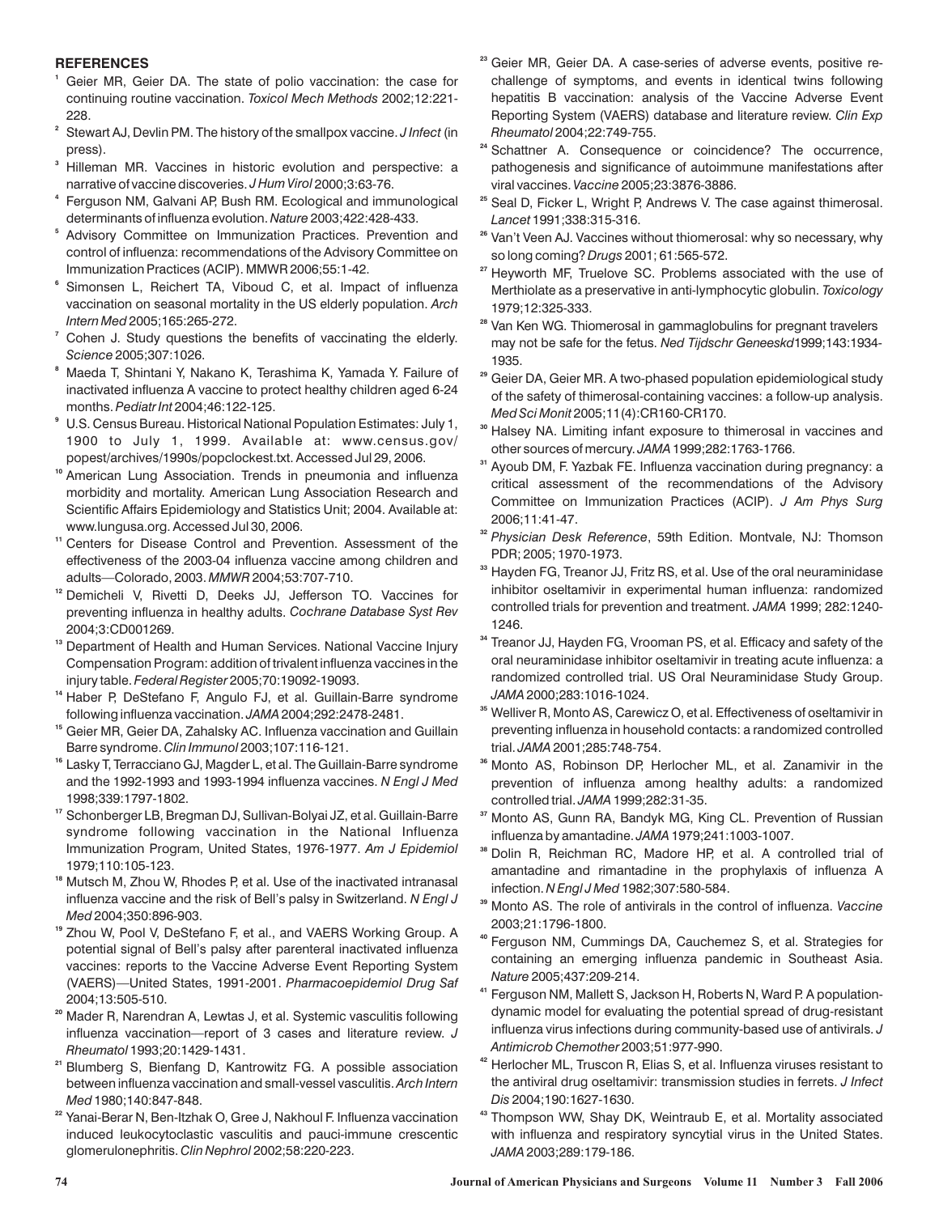## REFERENCES

1. Geier MR, Geier DA. The state of polio vaccination: the case for continuing routine vaccination. *Toxicol Mech Methods* 2002;12:221-228.
2. Stewart AJ, Devlin PM. The history of the smallpox vaccine. *J Infect* (in press).
3. Hilleman MR. Vaccines in historic evolution and perspective: a narrative of vaccine discoveries. *J Hum Virol* 2000;3:63-76.
4. Ferguson NM, Galvani AP, Bush RM. Ecological and immunological determinants of influenza evolution. *Nature* 2003;422:428-433.
5. Advisory Committee on Immunization Practices. Prevention and control of influenza: recommendations of the Advisory Committee on Immunization Practices (ACIP). MMWR 2006;55:1-42.
6. Simonsen L, Reichert TA, Viboud C, et al. Impact of influenza vaccination on seasonal mortality in the US elderly population. *Arch Intern Med* 2005;165:265-272.
7. Cohen J. Study questions the benefits of vaccinating the elderly. *Science* 2005;307:1026.
8. Maeda T, Shintani Y, Nakano K, Terashima K, Yamada Y. Failure of inactivated influenza A vaccine to protect healthy children aged 6-24 months. *Pediatr Int* 2004;46:122-125.
9. U.S. Census Bureau. Historical National Population Estimates: July 1, 1900 to July 1, 1999. Available at: www.census.gov/popest/archives/1990s/popclockest.txt. Accessed Jul 29, 2006.
10. American Lung Association. Trends in pneumonia and influenza morbidity and mortality. American Lung Association Research and Scientific Affairs Epidemiology and Statistics Unit; 2004. Available at: www.lungusa.org. Accessed Jul 30, 2006.
11. Centers for Disease Control and Prevention. Assessment of the effectiveness of the 2003-04 influenza vaccine among children and adults—Colorado, 2003. *MMWR* 2004;53:707-710.
12. Demicheli V, Rivetti D, Deeks JJ, Jefferson TO. Vaccines for preventing influenza in healthy adults. *Cochrane Database Syst Rev* 2004;3:CD001269.
13. Department of Health and Human Services. National Vaccine Injury Compensation Program: addition of trivalent influenza vaccines in the injury table. *Federal Register* 2005;70:19092-19093.
14. Haber P, DeStefano F, Angulo FJ, et al. Guillain-Barre syndrome following influenza vaccination. *JAMA* 2004;292:2478-2481.
15. Geier MR, Geier DA, Zahalsky AC. Influenza vaccination and Guillain Barre syndrome. *Clin Immunol* 2003;107:116-121.
16. Lasky T, Terracciano GJ, Magder L, et al. The Guillain-Barre syndrome and the 1992-1993 and 1993-1994 influenza vaccines. *N Engl J Med* 1998;339:1797-1802.
17. Schonberger LB, Bregman DJ, Sullivan-Bolyai JZ, et al. Guillain-Barre syndrome following vaccination in the National Influenza Immunization Program, United States, 1976-1977. *Am J Epidemiol* 1979;110:105-123.
18. Mutsch M, Zhou W, Rhodes P, et al. Use of the inactivated intranasal influenza vaccine and the risk of Bell's palsy in Switzerland. *N Engl J Med* 2004;350:896-903.
19. Zhou W, Pool V, DeStefano F, et al., and VAERS Working Group. A potential signal of Bell's palsy after parenteral inactivated influenza vaccines: reports to the Vaccine Adverse Event Reporting System (VAERS)—United States, 1991-2001. *Pharmacoepidemiol Drug Saf* 2004;13:505-510.
20. Mader R, Narendran A, Lewtas J, et al. Systemic vasculitis following influenza vaccination—report of 3 cases and literature review. *J Rheumatol* 1993;20:1429-1431.
21. Blumberg S, Bienfang D, Kantrowitz FG. A possible association between influenza vaccination and small-vessel vasculitis. *Arch Intern Med* 1980;140:847-848.
22. Yanai-Berar N, Ben-Itzhak O, Gree J, Nakhoul F. Influenza vaccination induced leukocytoclastic vasculitis and pauci-immune crescentic glomerulonephritis. *Clin Nephrol* 2002;58:220-223.
23. Geier MR, Geier DA. A case-series of adverse events, positive re-challenge of symptoms, and events in identical twins following hepatitis B vaccination: analysis of the Vaccine Adverse Event Reporting System (VAERS) database and literature review. *Clin Exp Rheumatol* 2004;22:749-755.
24. Schattner A. Consequence or coincidence? The occurrence, pathogenesis and significance of autoimmune manifestations after viral vaccines. *Vaccine* 2005;23:3876-3886.
25. Seal D, Ficker L, Wright P, Andrews V. The case against thimerosal. *Lancet* 1991;338:315-316.
26. Van't Veen AJ. Vaccines without thiomerosal: why so necessary, why so long coming? *Drugs* 2001; 61:565-572.
27. Heyworth MF, Truelove SC. Problems associated with the use of Merthiolate as a preservative in anti-lymphocytic globulin. *Toxicology* 1979;12:325-333.
28. Van Ken WG. Thiomerosal in gammaglobulins for pregnant travelers may not be safe for the fetus. *Ned Tijdschr Geneeskd* 1999;143:1934-1935.
29. Geier DA, Geier MR. A two-phased population epidemiological study of the safety of thimerosal-containing vaccines: a follow-up analysis. *Med Sci Monit* 2005;11(4):CR160-CR170.
30. Halsey NA. Limiting infant exposure to thimerosal in vaccines and other sources of mercury. *JAMA* 1999;282:1763-1766.
31. Ayoub DM, F. Yazbak FE. Influenza vaccination during pregnancy: a critical assessment of the recommendations of the Advisory Committee on Immunization Practices (ACIP). *J Am Phys Surg* 2006;11:41-47.
32. *Physician Desk Reference*, 59th Edition. Montvale, NJ: Thomson PDR; 2005; 1970-1973.
33. Hayden FG, Treanor JJ, Fritz RS, et al. Use of the oral neuraminidase inhibitor oseltamivir in experimental human influenza: randomized controlled trials for prevention and treatment. *JAMA* 1999; 282:1240-1246.
34. Treanor JJ, Hayden FG, Vrooman PS, et al. Efficacy and safety of the oral neuraminidase inhibitor oseltamivir in treating acute influenza: a randomized controlled trial. US Oral Neuraminidase Study Group. *JAMA* 2000;283:1016-1024.
35. Welliver R, Monto AS, Carewicz O, et al. Effectiveness of oseltamivir in preventing influenza in household contacts: a randomized controlled trial. *JAMA* 2001;285:748-754.
36. Monto AS, Robinson DP, Herlocher ML, et al. Zanamivir in the prevention of influenza among healthy adults: a randomized controlled trial. *JAMA* 1999;282:31-35.
37. Monto AS, Gunn RA, Bandyk MG, King CL. Prevention of Russian influenza by amantadine. *JAMA* 1979;241:1003-1007.
38. Dolin R, Reichman RC, Madore HP, et al. A controlled trial of amantadine and rimantadine in the prophylaxis of influenza A infection. *N Engl J Med* 1982;307:580-584.
39. Monto AS. The role of antivirals in the control of influenza. *Vaccine* 2003;21:1796-1800.
40. Ferguson NM, Cummings DA, Cauchemez S, et al. Strategies for containing an emerging influenza pandemic in Southeast Asia. *Nature* 2005;437:209-214.
41. Ferguson NM, Mallett S, Jackson H, Roberts N, Ward P. A population-dynamic model for evaluating the potential spread of drug-resistant influenza virus infections during community-based use of antivirals. *J Antimicrob Chemother* 2003;51:977-990.
42. Herlocher ML, Truscon R, Elias S, et al. Influenza viruses resistant to the antiviral drug oseltamivir: transmission studies in ferrets. *J Infect Dis* 2004;190:1627-1630.
43. Thompson WW, Shay DK, Weintraub E, et al. Mortality associated with influenza and respiratory syncytial virus in the United States. *JAMA* 2003;289:179-186.